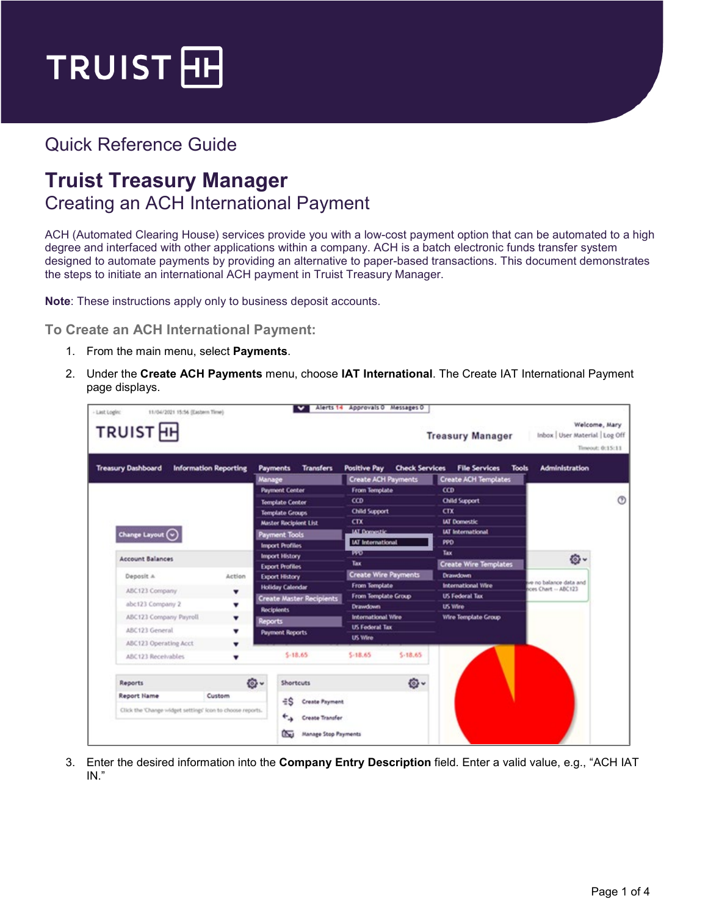Quick Reference Guide

# Truist Treasury Manager

## Creating an ACH International Payment

ACH (Automated Clearing House) services provide you with a low-cost payment option that can be automated to a high degree and interfaced with other applications within a company. ACH is a batch electronic funds transfer system designed to automate payments by providing an alternative to paper-based transactions. This document demonstrates the steps to initiate an international ACH payment in Truist Treasury Manager.

**Note**: These instructions apply only to business deposit accounts.

### To Create an ACH International Payment:

1. From the main menu, select **Payments**.
2. Under the **Create ACH Payments** menu, choose **IAT International**. The Create IAT International Payment page displays.
3. Enter the desired information into the **Company Entry Description** field. Enter a valid value, e.g., "ACH IAT IN."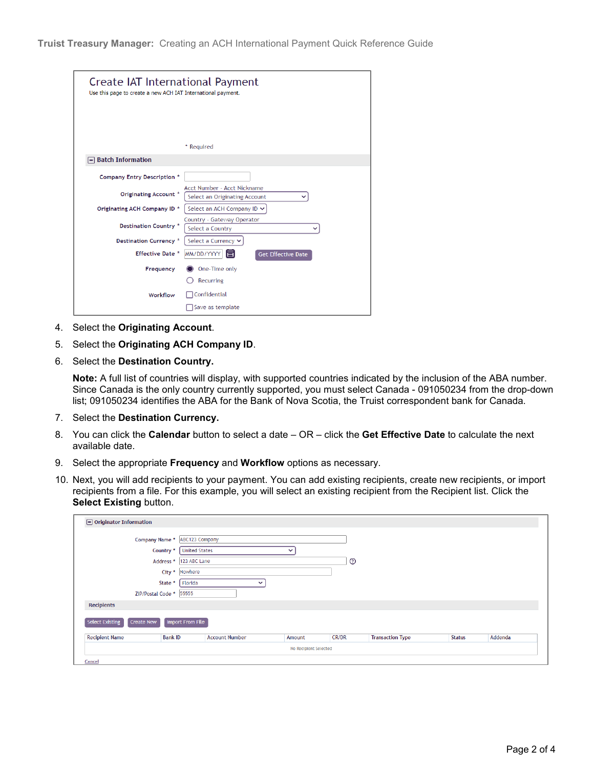Create IAT International Payment

Use this page to create a new ACH IAT International payment.

\* Required

**Batch Information**

| | |
|---|---|
| Company Entry Description * | |
| Originating Account * | Acct Number - Acct Nickname: Select an Originating Account |
| Originating ACH Company ID * | Select an ACH Company ID |
| Destination Country * | Country - Gateway Operator: Select a Country |
| Destination Currency * | Select a Currency |
| Effective Date * | MM/DD/YYYY — Get Effective Date |
| Frequency | ◉ One-Time only ◯ Recurring |
| Workflow | ☐ Confidential ☐ Save as template |

4. Select the **Originating Account**.
5. Select the **Originating ACH Company ID**.
6. Select the **Destination Country.**

   **Note:** A full list of countries will display, with supported countries indicated by the inclusion of the ABA number. Since Canada is the only country currently supported, you must select Canada - 091050234 from the drop-down list; 091050234 identifies the ABA for the Bank of Nova Scotia, the Truist correspondent bank for Canada.

7. Select the **Destination Currency.**
8. You can click the **Calendar** button to select a date – OR – click the **Get Effective Date** to calculate the next available date.
9. Select the appropriate **Frequency** and **Workflow** options as necessary.
10. Next, you will add recipients to your payment. You can add existing recipients, create new recipients, or import recipients from a file. For this example, you will select an existing recipient from the Recipient list. Click the **Select Existing** button.

**Originator Information**

| | |
|---|---|
| Company Name * | ABC123 Company |
| Country * | United States |
| Address * | 123 ABC Lane |
| City * | Nowhere |
| State * | Florida |
| ZIP/Postal Code * | 55555 |

**Recipients**

Select Existing | Create New | Import From File

| Recipient Name | Bank ID | Account Number | Amount | CR/DR | Transaction Type | Status | Addenda |
|---|---|---|---|---|---|---|---|
| No Recipient Selected | | | | | | | |

Cancel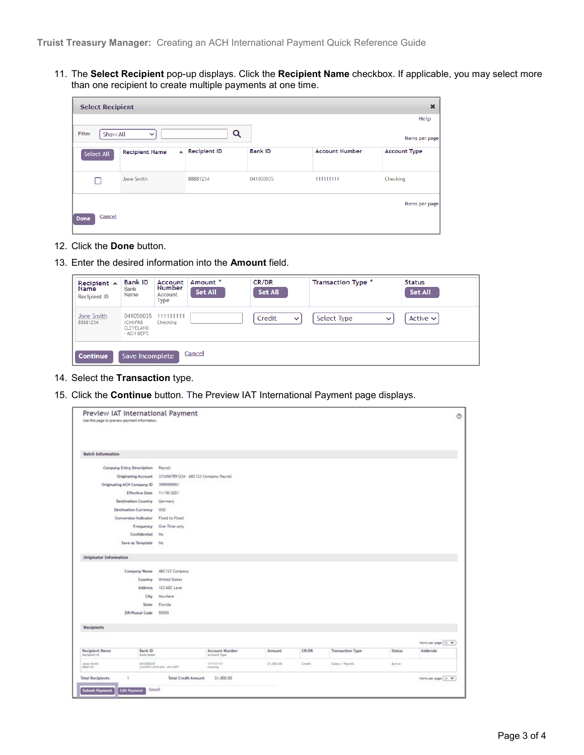11. The **Select Recipient** pop-up displays. Click the **Recipient Name** checkbox. If applicable, you may select more than one recipient to create multiple payments at one time.

12. Click the **Done** button.

13. Enter the desired information into the **Amount** field.

14. Select the **Transaction** type.

15. Click the **Continue** button. The Preview IAT International Payment page displays.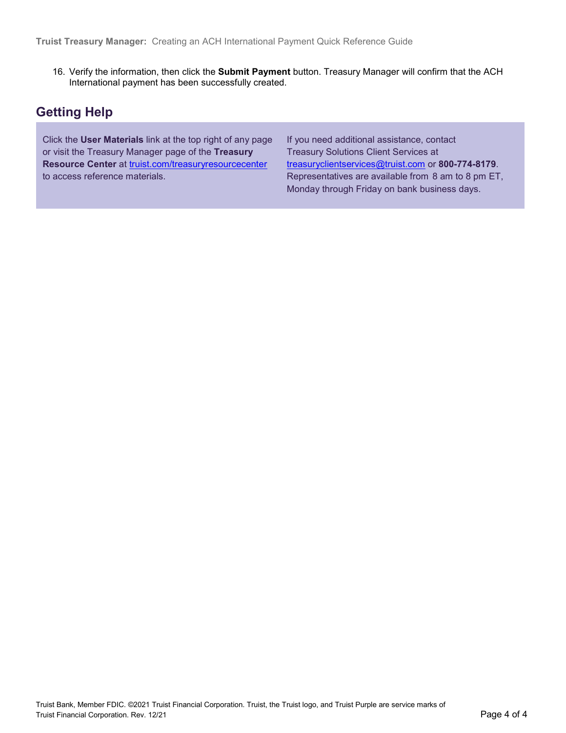16. Verify the information, then click the **Submit Payment** button. Treasury Manager will confirm that the ACH International payment has been successfully created.

## Getting Help

Click the **User Materials** link at the top right of any page or visit the Treasury Manager page of the **Treasury Resource Center** at truist.com/treasuryresourcecenter to access reference materials.

If you need additional assistance, contact Treasury Solutions Client Services at treasuryclientservices@truist.com or **800-774-8179**. Representatives are available from 8 am to 8 pm ET, Monday through Friday on bank business days.

Truist Bank, Member FDIC. ©2021 Truist Financial Corporation. Truist, the Truist logo, and Truist Purple are service marks of Truist Financial Corporation. Rev. 12/21